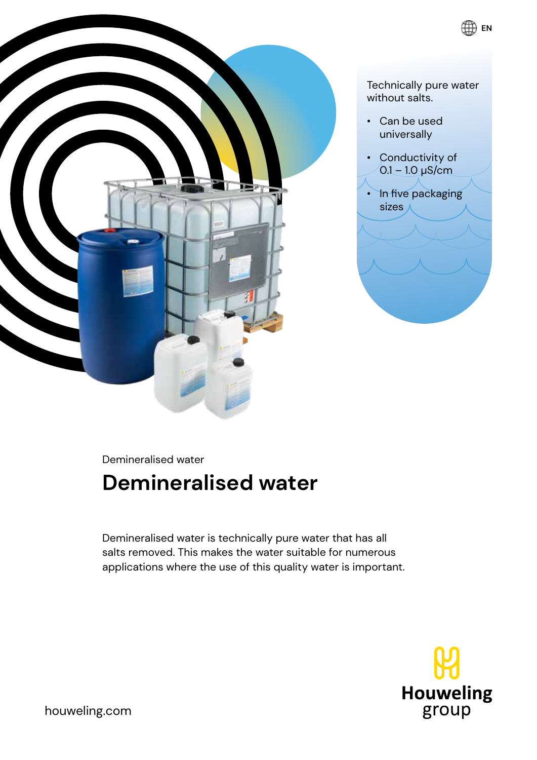EN

Technically pure water without salts.

- Can be used universally
- Conductivity of 0.1 – 1.0 µS/cm
- In five packaging sizes

Demineralised water

# Demineralised water

Demineralised water is technically pure water that has all salts removed. This makes the water suitable for numerous applications where the use of this quality water is important.

houweling.com

Houweling group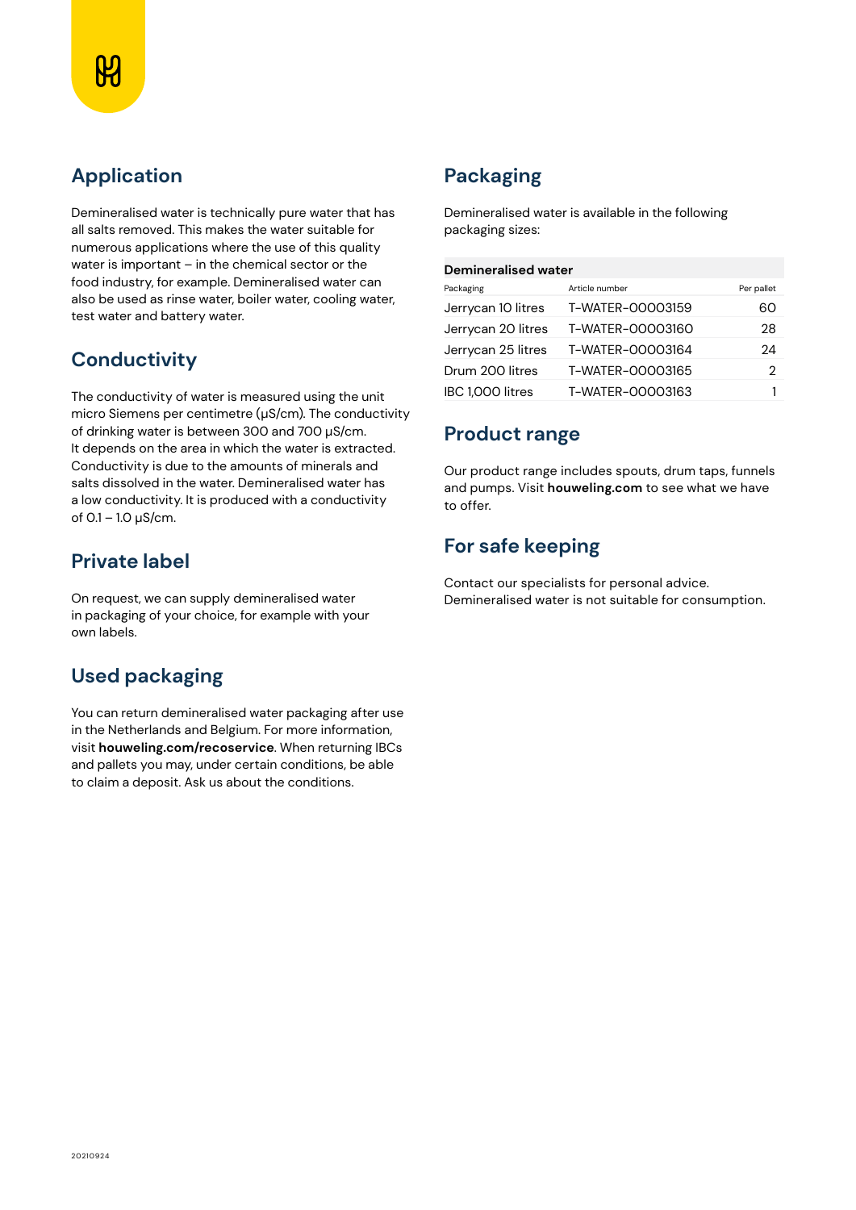## Application

Demineralised water is technically pure water that has all salts removed. This makes the water suitable for numerous applications where the use of this quality water is important – in the chemical sector or the food industry, for example. Demineralised water can also be used as rinse water, boiler water, cooling water, test water and battery water.

## Conductivity

The conductivity of water is measured using the unit micro Siemens per centimetre (µS/cm). The conductivity of drinking water is between 300 and 700 µS/cm. It depends on the area in which the water is extracted. Conductivity is due to the amounts of minerals and salts dissolved in the water. Demineralised water has a low conductivity. It is produced with a conductivity of 0.1 – 1.0 µS/cm.

## Private label

On request, we can supply demineralised water in packaging of your choice, for example with your own labels.

## Used packaging

You can return demineralised water packaging after use in the Netherlands and Belgium. For more information, visit **houweling.com/recoservice**. When returning IBCs and pallets you may, under certain conditions, be able to claim a deposit. Ask us about the conditions.

## Packaging

Demineralised water is available in the following packaging sizes:

**Demineralised water**

| Packaging | Article number | Per pallet |
|---|---|---|
| Jerrycan 10 litres | T-WATER-00003159 | 60 |
| Jerrycan 20 litres | T-WATER-00003160 | 28 |
| Jerrycan 25 litres | T-WATER-00003164 | 24 |
| Drum 200 litres | T-WATER-00003165 | 2 |
| IBC 1,000 litres | T-WATER-00003163 | 1 |

## Product range

Our product range includes spouts, drum taps, funnels and pumps. Visit **houweling.com** to see what we have to offer.

## For safe keeping

Contact our specialists for personal advice. Demineralised water is not suitable for consumption.

20210924